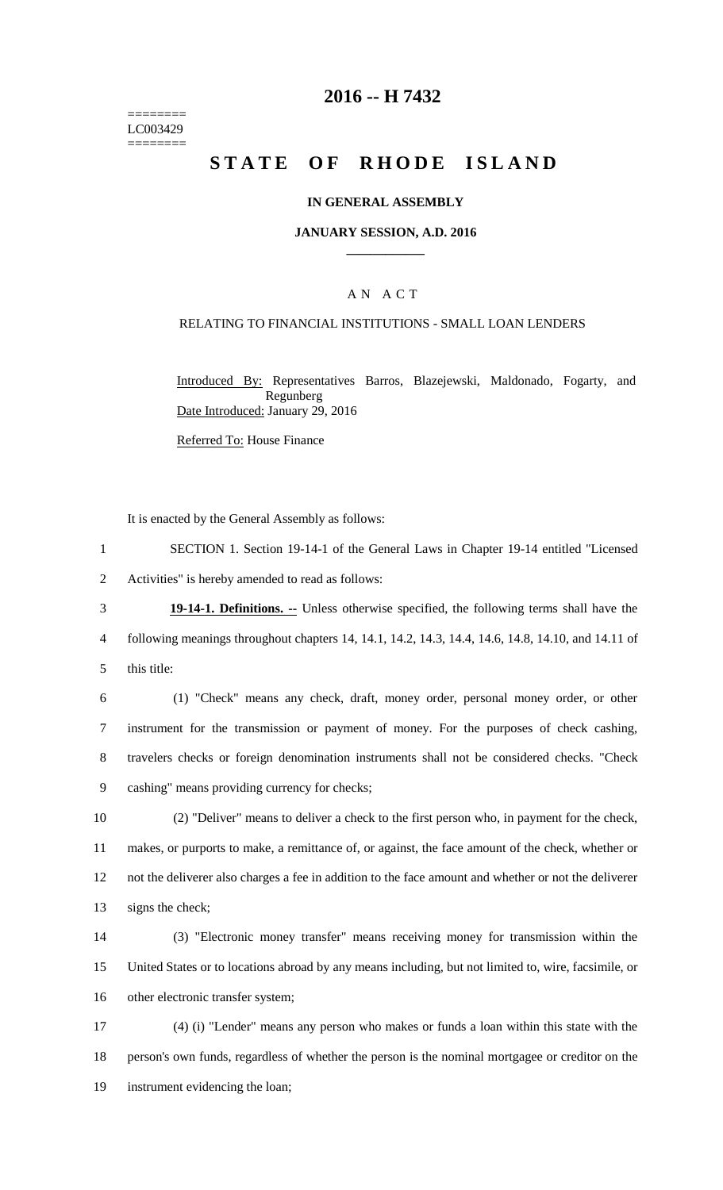# 2016 -- H 7432

========
LC003429
========

## STATE OF RHODE ISLAND

### IN GENERAL ASSEMBLY

### JANUARY SESSION, A.D. 2016

---

A N A C T

RELATING TO FINANCIAL INSTITUTIONS - SMALL LOAN LENDERS

Introduced By: Representatives Barros, Blazejewski, Maldonado, Fogarty, and Regunberg
Date Introduced: January 29, 2016

Referred To: House Finance

It is enacted by the General Assembly as follows:

1 SECTION 1. Section 19-14-1 of the General Laws in Chapter 19-14 entitled "Licensed
2 Activities" is hereby amended to read as follows:

3 **19-14-1. Definitions. --** Unless otherwise specified, the following terms shall have the
4 following meanings throughout chapters 14, 14.1, 14.2, 14.3, 14.4, 14.6, 14.8, 14.10, and 14.11 of
5 this title:

6 (1) "Check" means any check, draft, money order, personal money order, or other
7 instrument for the transmission or payment of money. For the purposes of check cashing,
8 travelers checks or foreign denomination instruments shall not be considered checks. "Check
9 cashing" means providing currency for checks;

10 (2) "Deliver" means to deliver a check to the first person who, in payment for the check,
11 makes, or purports to make, a remittance of, or against, the face amount of the check, whether or
12 not the deliverer also charges a fee in addition to the face amount and whether or not the deliverer
13 signs the check;

14 (3) "Electronic money transfer" means receiving money for transmission within the
15 United States or to locations abroad by any means including, but not limited to, wire, facsimile, or
16 other electronic transfer system;

17 (4) (i) "Lender" means any person who makes or funds a loan within this state with the
18 person's own funds, regardless of whether the person is the nominal mortgagee or creditor on the
19 instrument evidencing the loan;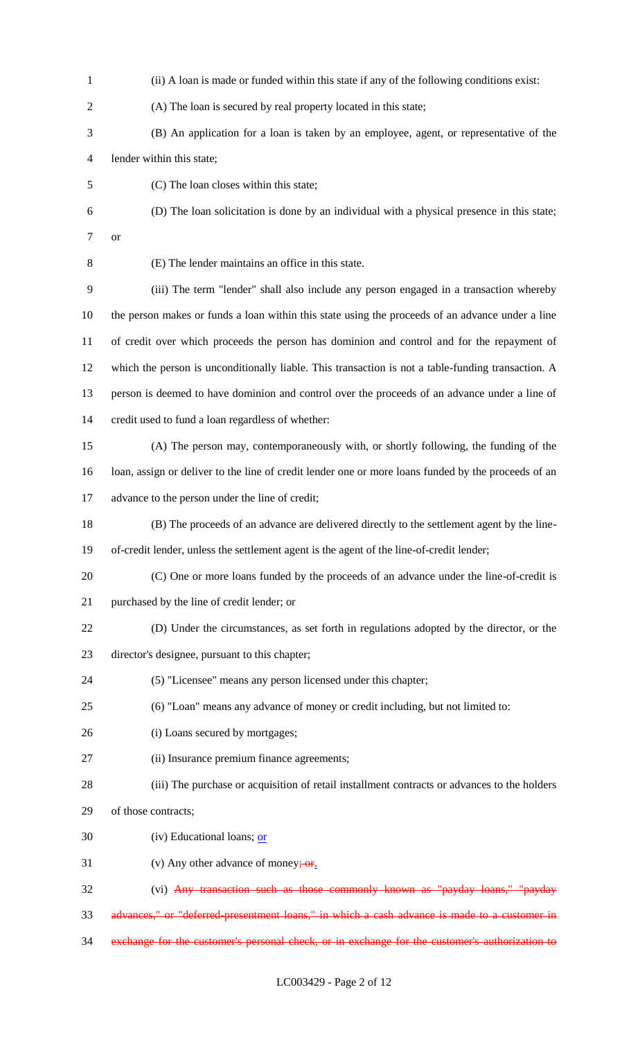(ii) A loan is made or funded within this state if any of the following conditions exist:

(A) The loan is secured by real property located in this state;

(B) An application for a loan is taken by an employee, agent, or representative of the lender within this state;

(C) The loan closes within this state;

(D) The loan solicitation is done by an individual with a physical presence in this state; or

(E) The lender maintains an office in this state.

(iii) The term "lender" shall also include any person engaged in a transaction whereby the person makes or funds a loan within this state using the proceeds of an advance under a line of credit over which proceeds the person has dominion and control and for the repayment of which the person is unconditionally liable. This transaction is not a table-funding transaction. A person is deemed to have dominion and control over the proceeds of an advance under a line of credit used to fund a loan regardless of whether:

(A) The person may, contemporaneously with, or shortly following, the funding of the loan, assign or deliver to the line of credit lender one or more loans funded by the proceeds of an advance to the person under the line of credit;

(B) The proceeds of an advance are delivered directly to the settlement agent by the line-of-credit lender, unless the settlement agent is the agent of the line-of-credit lender;

(C) One or more loans funded by the proceeds of an advance under the line-of-credit is purchased by the line of credit lender; or

(D) Under the circumstances, as set forth in regulations adopted by the director, or the director's designee, pursuant to this chapter;

(5) "Licensee" means any person licensed under this chapter;

(6) "Loan" means any advance of money or credit including, but not limited to:

(i) Loans secured by mortgages;

(ii) Insurance premium finance agreements;

(iii) The purchase or acquisition of retail installment contracts or advances to the holders of those contracts;

(iv) Educational loans; or

(v) Any other advance of money~~; or~~.

(vi) ~~Any transaction such as those commonly known as "payday loans," "payday advances," or "deferred-presentment loans," in which a cash advance is made to a customer in exchange for the customer's personal check, or in exchange for the customer's authorization to~~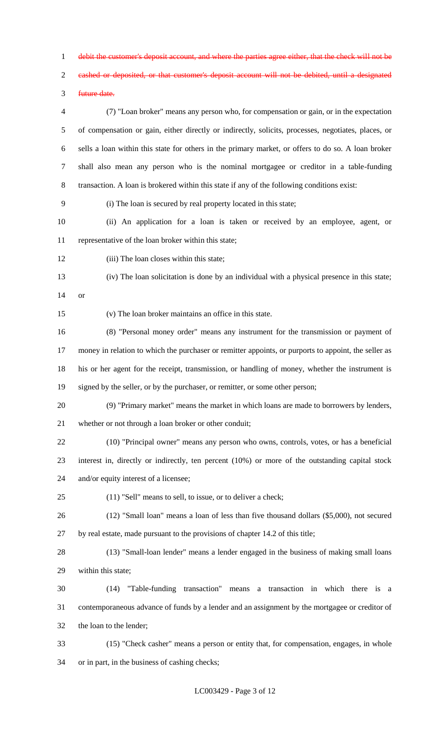~~debit the customer's deposit account, and where the parties agree either, that the check will not be cashed or deposited, or that customer's deposit account will not be debited, until a designated future date.~~

(7) "Loan broker" means any person who, for compensation or gain, or in the expectation of compensation or gain, either directly or indirectly, solicits, processes, negotiates, places, or sells a loan within this state for others in the primary market, or offers to do so. A loan broker shall also mean any person who is the nominal mortgagee or creditor in a table-funding transaction. A loan is brokered within this state if any of the following conditions exist:

(i) The loan is secured by real property located in this state;

(ii) An application for a loan is taken or received by an employee, agent, or representative of the loan broker within this state;

(iii) The loan closes within this state;

(iv) The loan solicitation is done by an individual with a physical presence in this state; or

(v) The loan broker maintains an office in this state.

(8) "Personal money order" means any instrument for the transmission or payment of money in relation to which the purchaser or remitter appoints, or purports to appoint, the seller as his or her agent for the receipt, transmission, or handling of money, whether the instrument is signed by the seller, or by the purchaser, or remitter, or some other person;

(9) "Primary market" means the market in which loans are made to borrowers by lenders, whether or not through a loan broker or other conduit;

(10) "Principal owner" means any person who owns, controls, votes, or has a beneficial interest in, directly or indirectly, ten percent (10%) or more of the outstanding capital stock and/or equity interest of a licensee;

(11) "Sell" means to sell, to issue, or to deliver a check;

(12) "Small loan" means a loan of less than five thousand dollars ($5,000), not secured by real estate, made pursuant to the provisions of chapter 14.2 of this title;

(13) "Small-loan lender" means a lender engaged in the business of making small loans within this state;

(14) "Table-funding transaction" means a transaction in which there is a contemporaneous advance of funds by a lender and an assignment by the mortgagee or creditor of the loan to the lender;

(15) "Check casher" means a person or entity that, for compensation, engages, in whole or in part, in the business of cashing checks;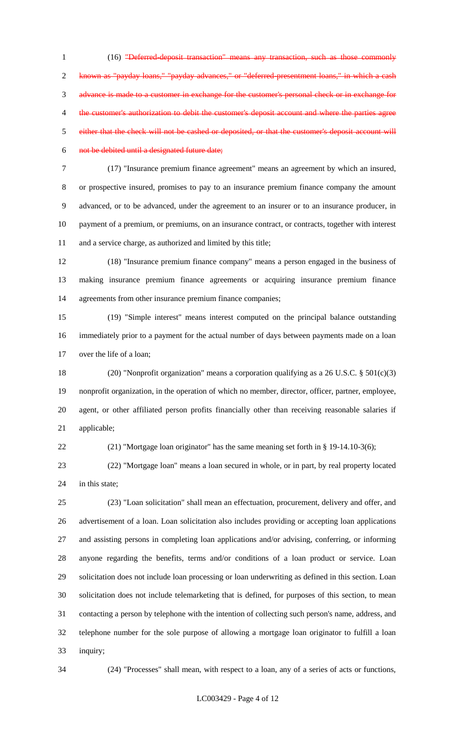(16) ~~"Deferred-deposit transaction" means any transaction, such as those commonly known as "payday loans," "payday advances," or "deferred-presentment loans," in which a cash advance is made to a customer in exchange for the customer's personal check or in exchange for the customer's authorization to debit the customer's deposit account and where the parties agree either that the check will not be cashed or deposited, or that the customer's deposit account will not be debited until a designated future date;~~

(17) "Insurance premium finance agreement" means an agreement by which an insured, or prospective insured, promises to pay to an insurance premium finance company the amount advanced, or to be advanced, under the agreement to an insurer or to an insurance producer, in payment of a premium, or premiums, on an insurance contract, or contracts, together with interest and a service charge, as authorized and limited by this title;

(18) "Insurance premium finance company" means a person engaged in the business of making insurance premium finance agreements or acquiring insurance premium finance agreements from other insurance premium finance companies;

(19) "Simple interest" means interest computed on the principal balance outstanding immediately prior to a payment for the actual number of days between payments made on a loan over the life of a loan;

(20) "Nonprofit organization" means a corporation qualifying as a 26 U.S.C. § 501(c)(3) nonprofit organization, in the operation of which no member, director, officer, partner, employee, agent, or other affiliated person profits financially other than receiving reasonable salaries if applicable;

(21) "Mortgage loan originator" has the same meaning set forth in § 19-14.10-3(6);

(22) "Mortgage loan" means a loan secured in whole, or in part, by real property located in this state;

(23) "Loan solicitation" shall mean an effectuation, procurement, delivery and offer, and advertisement of a loan. Loan solicitation also includes providing or accepting loan applications and assisting persons in completing loan applications and/or advising, conferring, or informing anyone regarding the benefits, terms and/or conditions of a loan product or service. Loan solicitation does not include loan processing or loan underwriting as defined in this section. Loan solicitation does not include telemarketing that is defined, for purposes of this section, to mean contacting a person by telephone with the intention of collecting such person's name, address, and telephone number for the sole purpose of allowing a mortgage loan originator to fulfill a loan inquiry;

(24) "Processes" shall mean, with respect to a loan, any of a series of acts or functions,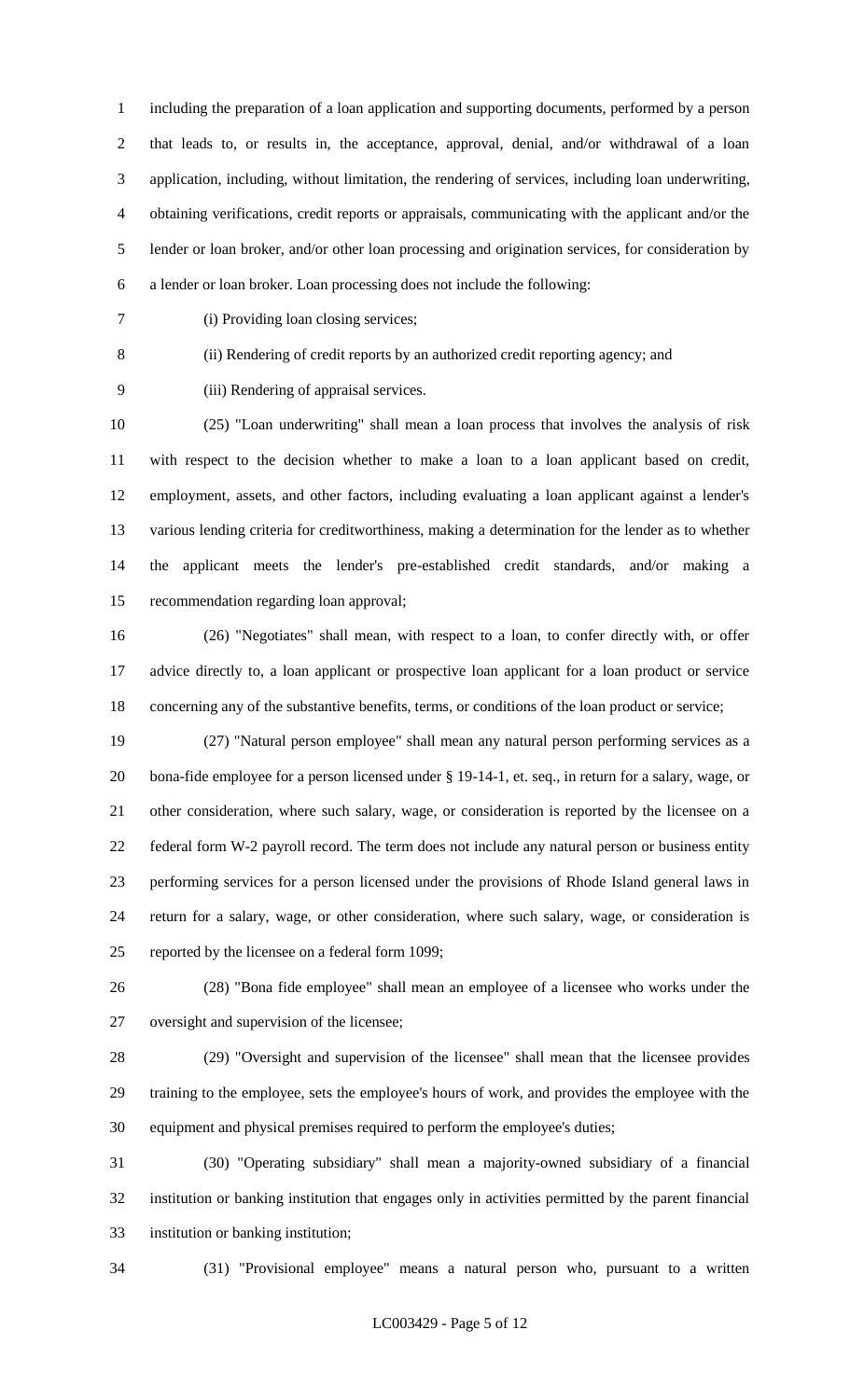including the preparation of a loan application and supporting documents, performed by a person that leads to, or results in, the acceptance, approval, denial, and/or withdrawal of a loan application, including, without limitation, the rendering of services, including loan underwriting, obtaining verifications, credit reports or appraisals, communicating with the applicant and/or the lender or loan broker, and/or other loan processing and origination services, for consideration by a lender or loan broker. Loan processing does not include the following:

(i) Providing loan closing services;

(ii) Rendering of credit reports by an authorized credit reporting agency; and

(iii) Rendering of appraisal services.

(25) "Loan underwriting" shall mean a loan process that involves the analysis of risk with respect to the decision whether to make a loan to a loan applicant based on credit, employment, assets, and other factors, including evaluating a loan applicant against a lender's various lending criteria for creditworthiness, making a determination for the lender as to whether the applicant meets the lender's pre-established credit standards, and/or making a recommendation regarding loan approval;

(26) "Negotiates" shall mean, with respect to a loan, to confer directly with, or offer advice directly to, a loan applicant or prospective loan applicant for a loan product or service concerning any of the substantive benefits, terms, or conditions of the loan product or service;

(27) "Natural person employee" shall mean any natural person performing services as a bona-fide employee for a person licensed under § 19-14-1, et. seq., in return for a salary, wage, or other consideration, where such salary, wage, or consideration is reported by the licensee on a federal form W-2 payroll record. The term does not include any natural person or business entity performing services for a person licensed under the provisions of Rhode Island general laws in return for a salary, wage, or other consideration, where such salary, wage, or consideration is reported by the licensee on a federal form 1099;

(28) "Bona fide employee" shall mean an employee of a licensee who works under the oversight and supervision of the licensee;

(29) "Oversight and supervision of the licensee" shall mean that the licensee provides training to the employee, sets the employee's hours of work, and provides the employee with the equipment and physical premises required to perform the employee's duties;

(30) "Operating subsidiary" shall mean a majority-owned subsidiary of a financial institution or banking institution that engages only in activities permitted by the parent financial institution or banking institution;

(31) "Provisional employee" means a natural person who, pursuant to a written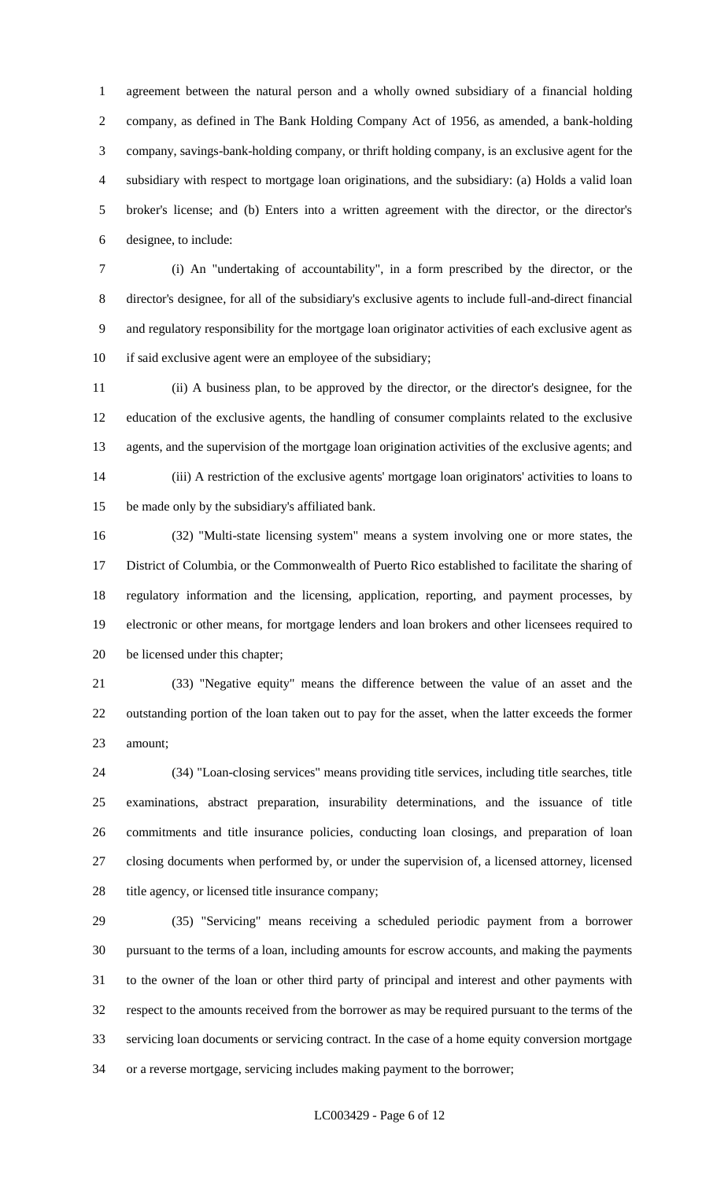agreement between the natural person and a wholly owned subsidiary of a financial holding company, as defined in The Bank Holding Company Act of 1956, as amended, a bank-holding company, savings-bank-holding company, or thrift holding company, is an exclusive agent for the subsidiary with respect to mortgage loan originations, and the subsidiary: (a) Holds a valid loan broker's license; and (b) Enters into a written agreement with the director, or the director's designee, to include:

(i) An "undertaking of accountability", in a form prescribed by the director, or the director's designee, for all of the subsidiary's exclusive agents to include full-and-direct financial and regulatory responsibility for the mortgage loan originator activities of each exclusive agent as if said exclusive agent were an employee of the subsidiary;

(ii) A business plan, to be approved by the director, or the director's designee, for the education of the exclusive agents, the handling of consumer complaints related to the exclusive agents, and the supervision of the mortgage loan origination activities of the exclusive agents; and

(iii) A restriction of the exclusive agents' mortgage loan originators' activities to loans to be made only by the subsidiary's affiliated bank.

(32) "Multi-state licensing system" means a system involving one or more states, the District of Columbia, or the Commonwealth of Puerto Rico established to facilitate the sharing of regulatory information and the licensing, application, reporting, and payment processes, by electronic or other means, for mortgage lenders and loan brokers and other licensees required to be licensed under this chapter;

(33) "Negative equity" means the difference between the value of an asset and the outstanding portion of the loan taken out to pay for the asset, when the latter exceeds the former amount;

(34) "Loan-closing services" means providing title services, including title searches, title examinations, abstract preparation, insurability determinations, and the issuance of title commitments and title insurance policies, conducting loan closings, and preparation of loan closing documents when performed by, or under the supervision of, a licensed attorney, licensed title agency, or licensed title insurance company;

(35) "Servicing" means receiving a scheduled periodic payment from a borrower pursuant to the terms of a loan, including amounts for escrow accounts, and making the payments to the owner of the loan or other third party of principal and interest and other payments with respect to the amounts received from the borrower as may be required pursuant to the terms of the servicing loan documents or servicing contract. In the case of a home equity conversion mortgage or a reverse mortgage, servicing includes making payment to the borrower;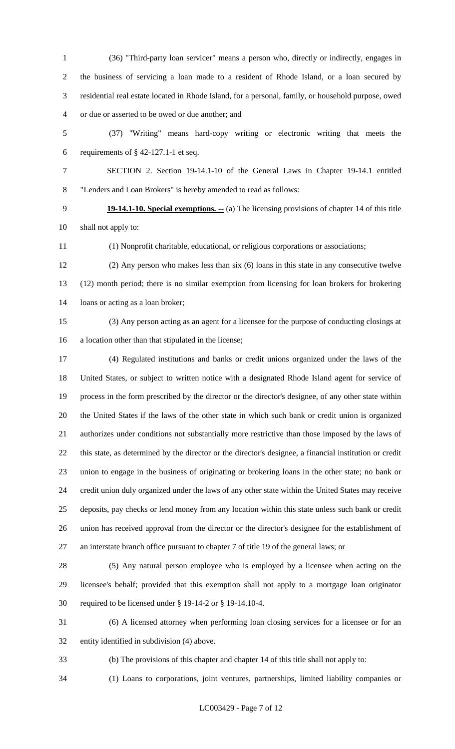(36) "Third-party loan servicer" means a person who, directly or indirectly, engages in the business of servicing a loan made to a resident of Rhode Island, or a loan secured by residential real estate located in Rhode Island, for a personal, family, or household purpose, owed or due or asserted to be owed or due another; and

(37) "Writing" means hard-copy writing or electronic writing that meets the requirements of § 42-127.1-1 et seq.

SECTION 2. Section 19-14.1-10 of the General Laws in Chapter 19-14.1 entitled "Lenders and Loan Brokers" is hereby amended to read as follows:

**19-14.1-10. Special exemptions. --** (a) The licensing provisions of chapter 14 of this title shall not apply to:

(1) Nonprofit charitable, educational, or religious corporations or associations;

(2) Any person who makes less than six (6) loans in this state in any consecutive twelve (12) month period; there is no similar exemption from licensing for loan brokers for brokering loans or acting as a loan broker;

(3) Any person acting as an agent for a licensee for the purpose of conducting closings at a location other than that stipulated in the license;

(4) Regulated institutions and banks or credit unions organized under the laws of the United States, or subject to written notice with a designated Rhode Island agent for service of process in the form prescribed by the director or the director's designee, of any other state within the United States if the laws of the other state in which such bank or credit union is organized authorizes under conditions not substantially more restrictive than those imposed by the laws of this state, as determined by the director or the director's designee, a financial institution or credit union to engage in the business of originating or brokering loans in the other state; no bank or credit union duly organized under the laws of any other state within the United States may receive deposits, pay checks or lend money from any location within this state unless such bank or credit union has received approval from the director or the director's designee for the establishment of an interstate branch office pursuant to chapter 7 of title 19 of the general laws; or

(5) Any natural person employee who is employed by a licensee when acting on the licensee's behalf; provided that this exemption shall not apply to a mortgage loan originator required to be licensed under § 19-14-2 or § 19-14.10-4.

(6) A licensed attorney when performing loan closing services for a licensee or for an entity identified in subdivision (4) above.

(b) The provisions of this chapter and chapter 14 of this title shall not apply to:

(1) Loans to corporations, joint ventures, partnerships, limited liability companies or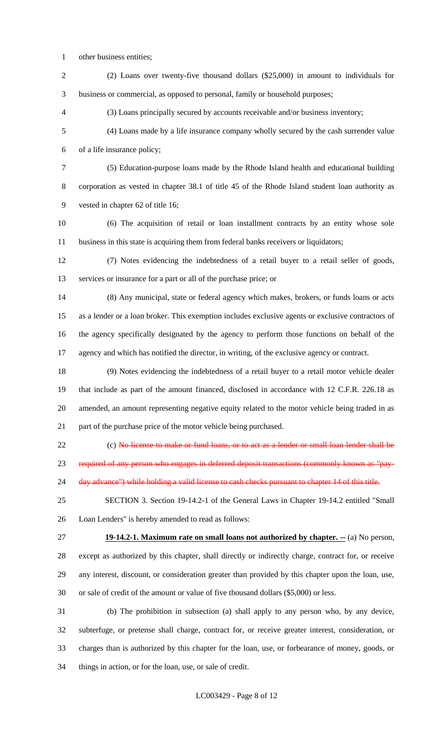other business entities;

(2) Loans over twenty-five thousand dollars ($25,000) in amount to individuals for business or commercial, as opposed to personal, family or household purposes;

(3) Loans principally secured by accounts receivable and/or business inventory;

(4) Loans made by a life insurance company wholly secured by the cash surrender value of a life insurance policy;

(5) Education-purpose loans made by the Rhode Island health and educational building corporation as vested in chapter 38.1 of title 45 of the Rhode Island student loan authority as vested in chapter 62 of title 16;

(6) The acquisition of retail or loan installment contracts by an entity whose sole business in this state is acquiring them from federal banks receivers or liquidators;

(7) Notes evidencing the indebtedness of a retail buyer to a retail seller of goods, services or insurance for a part or all of the purchase price; or

(8) Any municipal, state or federal agency which makes, brokers, or funds loans or acts as a lender or a loan broker. This exemption includes exclusive agents or exclusive contractors of the agency specifically designated by the agency to perform those functions on behalf of the agency and which has notified the director, in writing, of the exclusive agency or contract.

(9) Notes evidencing the indebtedness of a retail buyer to a retail motor vehicle dealer that include as part of the amount financed, disclosed in accordance with 12 C.F.R. 226.18 as amended, an amount representing negative equity related to the motor vehicle being traded in as part of the purchase price of the motor vehicle being purchased.

(c) ~~No license to make or fund loans, or to act as a lender or small loan lender shall be required of any person who engages in deferred deposit transactions (commonly known as "pay-day advance") while holding a valid license to cash checks pursuant to chapter 14 of this title.~~

SECTION 3. Section 19-14.2-1 of the General Laws in Chapter 19-14.2 entitled "Small Loan Lenders" is hereby amended to read as follows:

**19-14.2-1. Maximum rate on small loans not authorized by chapter. --** (a) No person, except as authorized by this chapter, shall directly or indirectly charge, contract for, or receive any interest, discount, or consideration greater than provided by this chapter upon the loan, use, or sale of credit of the amount or value of five thousand dollars ($5,000) or less.

(b) The prohibition in subsection (a) shall apply to any person who, by any device, subterfuge, or pretense shall charge, contract for, or receive greater interest, consideration, or charges than is authorized by this chapter for the loan, use, or forbearance of money, goods, or things in action, or for the loan, use, or sale of credit.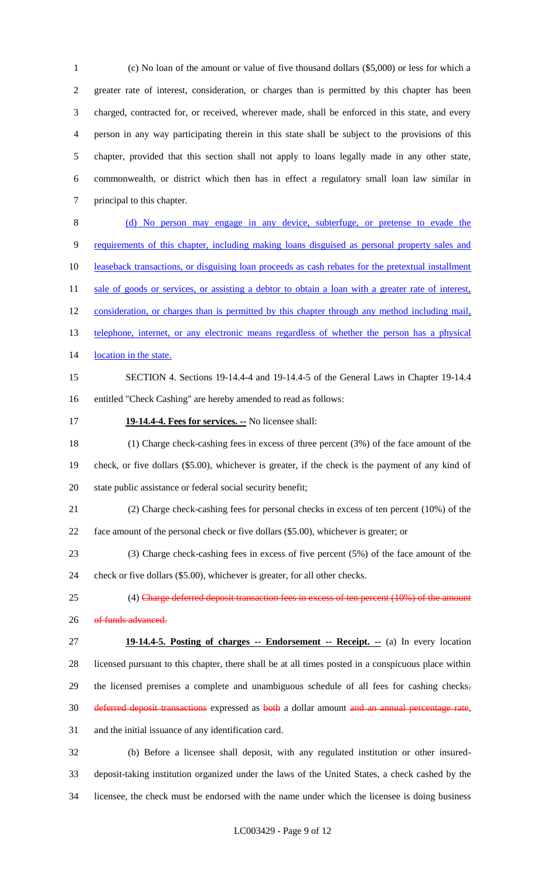(c) No loan of the amount or value of five thousand dollars ($5,000) or less for which a greater rate of interest, consideration, or charges than is permitted by this chapter has been charged, contracted for, or received, wherever made, shall be enforced in this state, and every person in any way participating therein in this state shall be subject to the provisions of this chapter, provided that this section shall not apply to loans legally made in any other state, commonwealth, or district which then has in effect a regulatory small loan law similar in principal to this chapter.

(d) No person may engage in any device, subterfuge, or pretense to evade the requirements of this chapter, including making loans disguised as personal property sales and leaseback transactions, or disguising loan proceeds as cash rebates for the pretextual installment sale of goods or services, or assisting a debtor to obtain a loan with a greater rate of interest, consideration, or charges than is permitted by this chapter through any method including mail, telephone, internet, or any electronic means regardless of whether the person has a physical location in the state.

SECTION 4. Sections 19-14.4-4 and 19-14.4-5 of the General Laws in Chapter 19-14.4 entitled "Check Cashing" are hereby amended to read as follows:

**19-14.4-4. Fees for services. --** No licensee shall:

(1) Charge check-cashing fees in excess of three percent (3%) of the face amount of the check, or five dollars ($5.00), whichever is greater, if the check is the payment of any kind of state public assistance or federal social security benefit;

(2) Charge check-cashing fees for personal checks in excess of ten percent (10%) of the face amount of the personal check or five dollars ($5.00), whichever is greater; or

(3) Charge check-cashing fees in excess of five percent (5%) of the face amount of the check or five dollars ($5.00), whichever is greater, for all other checks.

(4) ~~Charge deferred deposit transaction fees in excess of ten percent (10%) of the amount of funds advanced.~~

**19-14.4-5. Posting of charges -- Endorsement -- Receipt. --** (a) In every location licensed pursuant to this chapter, there shall be at all times posted in a conspicuous place within the licensed premises a complete and unambiguous schedule of all fees for cashing checks~~, deferred deposit transactions~~ expressed as ~~both~~ a dollar amount ~~and an annual percentage rate~~, and the initial issuance of any identification card.

(b) Before a licensee shall deposit, with any regulated institution or other insured-deposit-taking institution organized under the laws of the United States, a check cashed by the licensee, the check must be endorsed with the name under which the licensee is doing business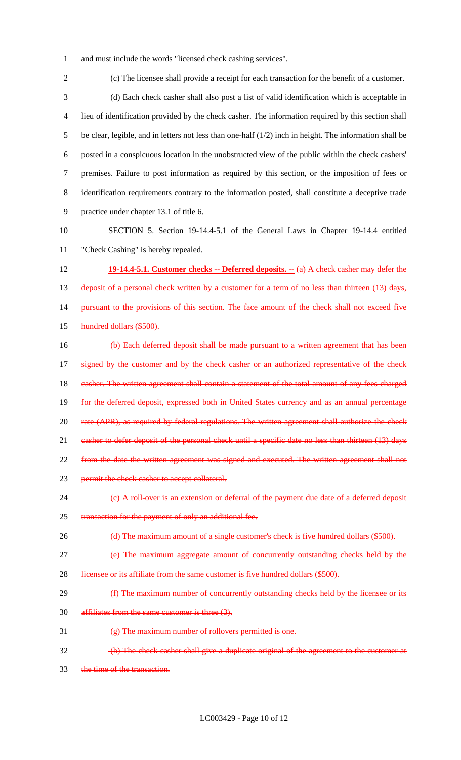and must include the words "licensed check cashing services".

(c) The licensee shall provide a receipt for each transaction for the benefit of a customer.

(d) Each check casher shall also post a list of valid identification which is acceptable in lieu of identification provided by the check casher. The information required by this section shall be clear, legible, and in letters not less than one-half (1/2) inch in height. The information shall be posted in a conspicuous location in the unobstructed view of the public within the check cashers' premises. Failure to post information as required by this section, or the imposition of fees or identification requirements contrary to the information posted, shall constitute a deceptive trade practice under chapter 13.1 of title 6.

SECTION 5. Section 19-14.4-5.1 of the General Laws in Chapter 19-14.4 entitled "Check Cashing" is hereby repealed.

~~**19-14.4-5.1. Customer checks -- Deferred deposits.** -- (a) A check casher may defer the deposit of a personal check written by a customer for a term of no less than thirteen (13) days, pursuant to the provisions of this section. The face amount of the check shall not exceed five hundred dollars ($500).~~

~~(b) Each deferred deposit shall be made pursuant to a written agreement that has been signed by the customer and by the check casher or an authorized representative of the check casher. The written agreement shall contain a statement of the total amount of any fees charged for the deferred deposit, expressed both in United States currency and as an annual percentage rate (APR), as required by federal regulations. The written agreement shall authorize the check casher to defer deposit of the personal check until a specific date no less than thirteen (13) days from the date the written agreement was signed and executed. The written agreement shall not permit the check casher to accept collateral.~~

~~(c) A roll-over is an extension or deferral of the payment due date of a deferred deposit transaction for the payment of only an additional fee.~~

~~(d) The maximum amount of a single customer's check is five hundred dollars ($500).~~

~~(e) The maximum aggregate amount of concurrently outstanding checks held by the licensee or its affiliate from the same customer is five hundred dollars ($500).~~

~~(f) The maximum number of concurrently outstanding checks held by the licensee or its affiliates from the same customer is three (3).~~

~~(g) The maximum number of rollovers permitted is one.~~

~~(h) The check casher shall give a duplicate original of the agreement to the customer at the time of the transaction.~~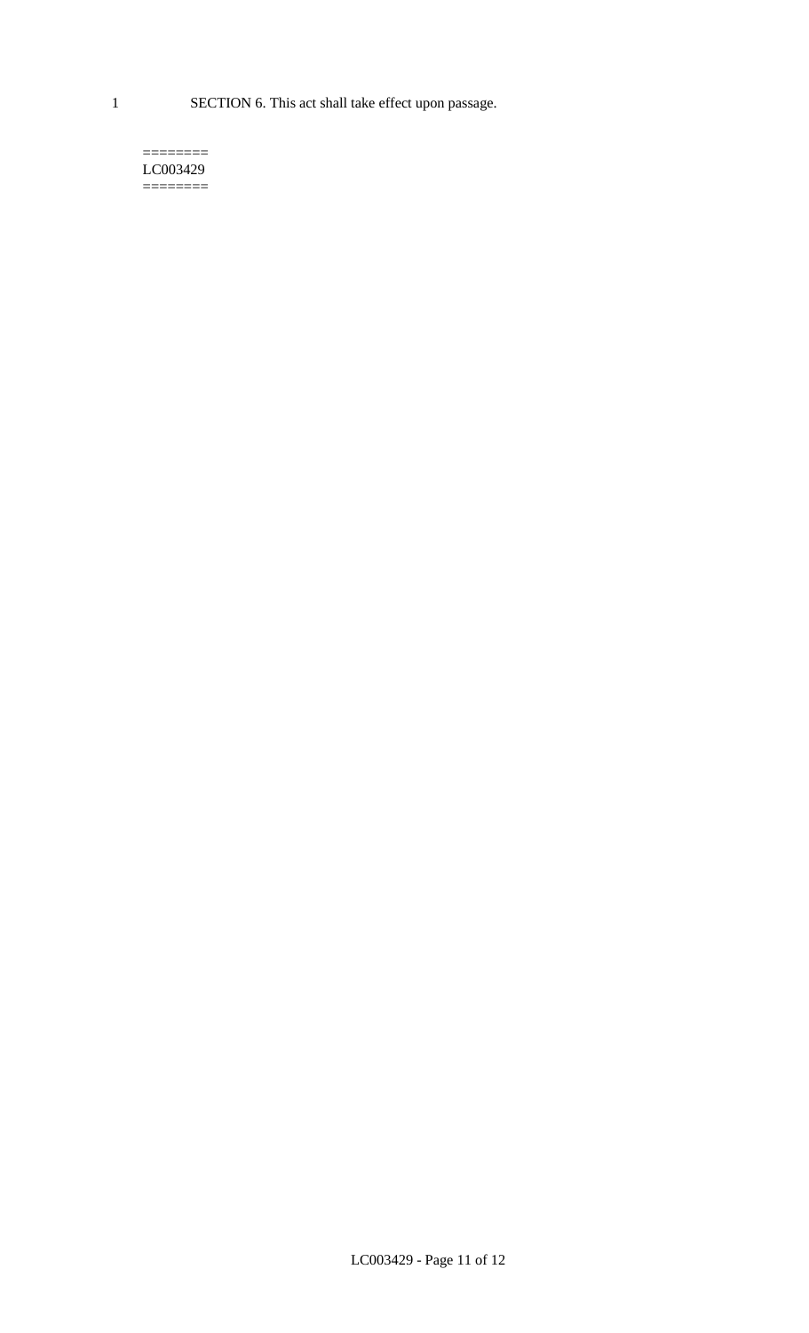SECTION 6. This act shall take effect upon passage.

========
LC003429
========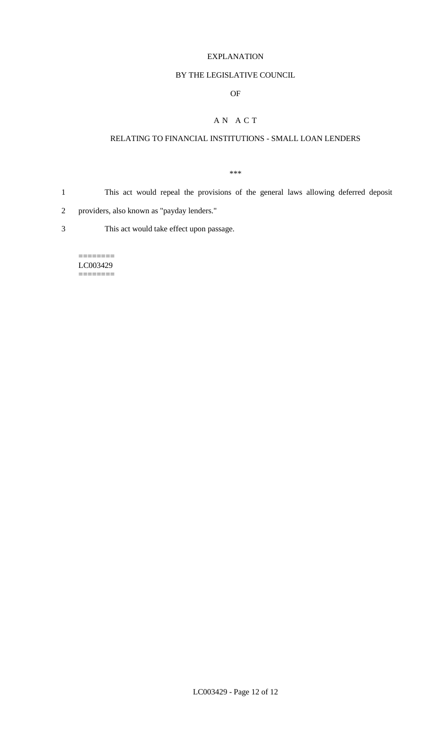EXPLANATION

BY THE LEGISLATIVE COUNCIL

OF

A N A C T

RELATING TO FINANCIAL INSTITUTIONS - SMALL LOAN LENDERS

\*\*\*

1 This act would repeal the provisions of the general laws allowing deferred deposit
2 providers, also known as "payday lenders."
3 This act would take effect upon passage.

========
LC003429
========